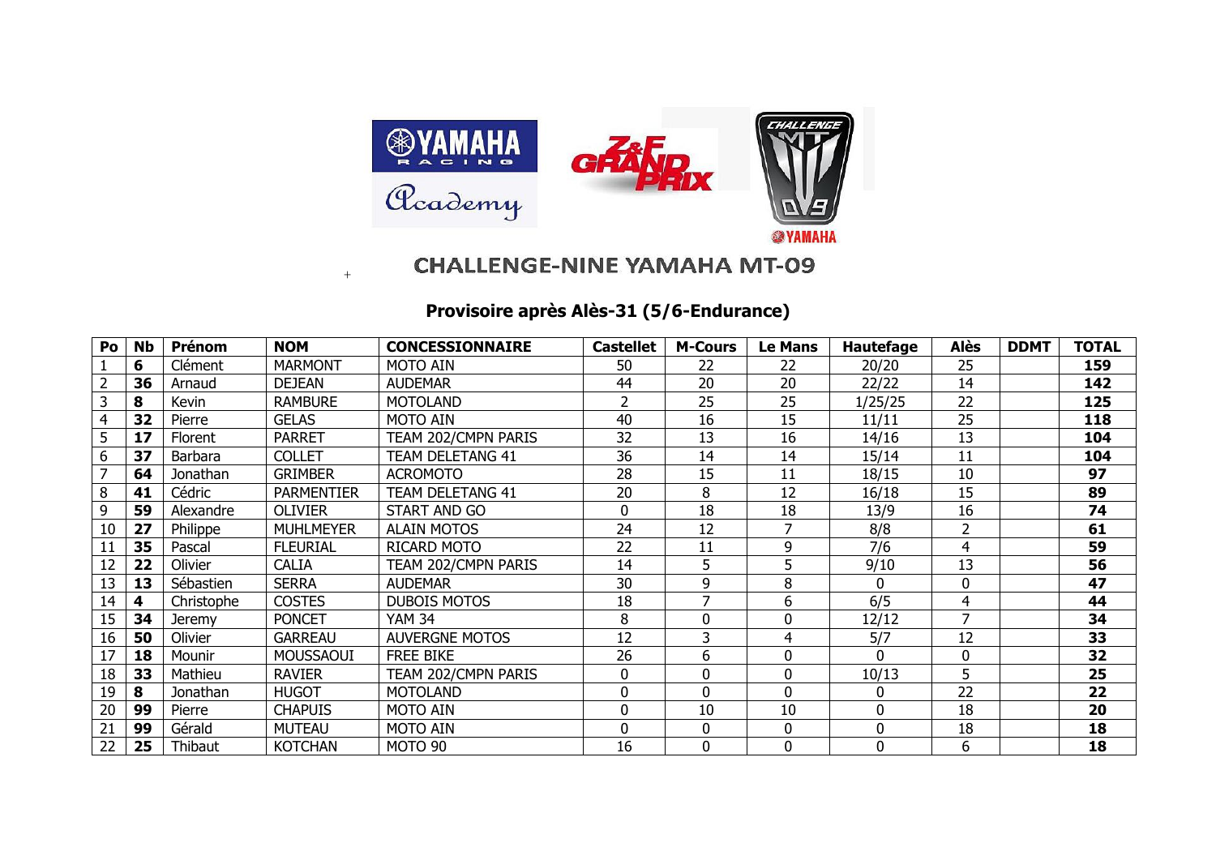# CHALLENGE-NINE YAMAHA MT-09

## Provisoire après Alès-31 (5/6-Endurance)

| Po | Nb | Prénom | NOM | CONCESSIONNAIRE | Castellet | M-Cours | Le Mans | Hautefage | Alès | DDMT | TOTAL |
|---|---|---|---|---|---|---|---|---|---|---|---|
| 1 | **6** | Clément | MARMONT | MOTO AIN | 50 | 22 | 22 | 20/20 | 25 | | **159** |
| 2 | **36** | Arnaud | DEJEAN | AUDEMAR | 44 | 20 | 20 | 22/22 | 14 | | **142** |
| 3 | **8** | Kevin | RAMBURE | MOTOLAND | 2 | 25 | 25 | 1/25/25 | 22 | | **125** |
| 4 | **32** | Pierre | GELAS | MOTO AIN | 40 | 16 | 15 | 11/11 | 25 | | **118** |
| 5 | **17** | Florent | PARRET | TEAM 202/CMPN PARIS | 32 | 13 | 16 | 14/16 | 13 | | **104** |
| 6 | **37** | Barbara | COLLET | TEAM DELETANG 41 | 36 | 14 | 14 | 15/14 | 11 | | **104** |
| 7 | **64** | Jonathan | GRIMBER | ACROMOTO | 28 | 15 | 11 | 18/15 | 10 | | **97** |
| 8 | **41** | Cédric | PARMENTIER | TEAM DELETANG 41 | 20 | 8 | 12 | 16/18 | 15 | | **89** |
| 9 | **59** | Alexandre | OLIVIER | START AND GO | 0 | 18 | 18 | 13/9 | 16 | | **74** |
| 10 | **27** | Philippe | MUHLMEYER | ALAIN MOTOS | 24 | 12 | 7 | 8/8 | 2 | | **61** |
| 11 | **35** | Pascal | FLEURIAL | RICARD MOTO | 22 | 11 | 9 | 7/6 | 4 | | **59** |
| 12 | **22** | Olivier | CALIA | TEAM 202/CMPN PARIS | 14 | 5 | 5 | 9/10 | 13 | | **56** |
| 13 | **13** | Sébastien | SERRA | AUDEMAR | 30 | 9 | 8 | 0 | 0 | | **47** |
| 14 | **4** | Christophe | COSTES | DUBOIS MOTOS | 18 | 7 | 6 | 6/5 | 4 | | **44** |
| 15 | **34** | Jeremy | PONCET | YAM 34 | 8 | 0 | 0 | 12/12 | 7 | | **34** |
| 16 | **50** | Olivier | GARREAU | AUVERGNE MOTOS | 12 | 3 | 4 | 5/7 | 12 | | **33** |
| 17 | **18** | Mounir | MOUSSAOUI | FREE BIKE | 26 | 6 | 0 | 0 | 0 | | **32** |
| 18 | **33** | Mathieu | RAVIER | TEAM 202/CMPN PARIS | 0 | 0 | 0 | 10/13 | 5 | | **25** |
| 19 | **8** | Jonathan | HUGOT | MOTOLAND | 0 | 0 | 0 | 0 | 22 | | **22** |
| 20 | **99** | Pierre | CHAPUIS | MOTO AIN | 0 | 10 | 10 | 0 | 18 | | **20** |
| 21 | **99** | Gérald | MUTEAU | MOTO AIN | 0 | 0 | 0 | 0 | 18 | | **18** |
| 22 | **25** | Thibaut | KOTCHAN | MOTO 90 | 16 | 0 | 0 | 0 | 6 | | **18** |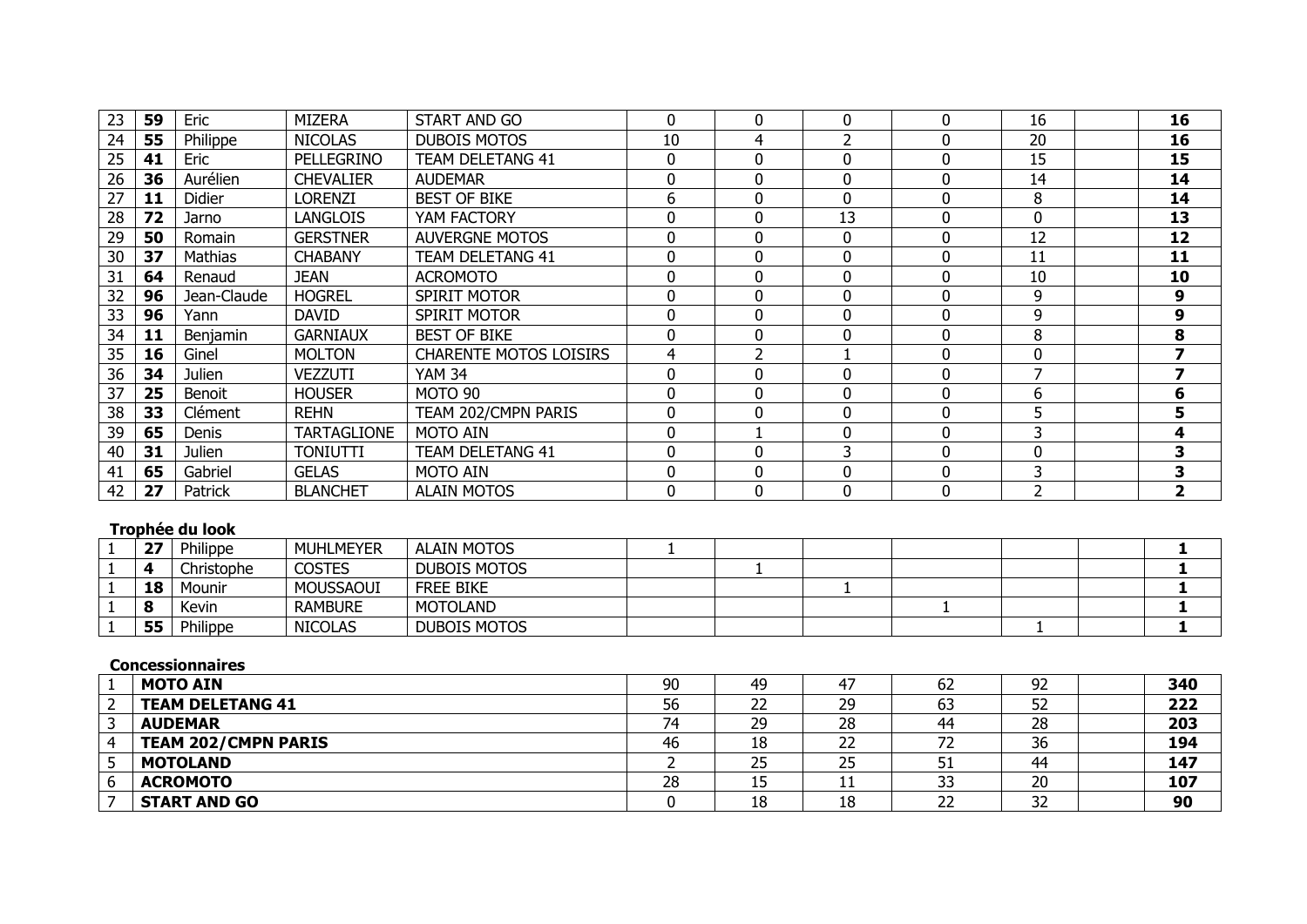| | | | | | | | | | | | |
|---|---|---|---|---|---|---|---|---|---|---|---|
| 23 | **59** | Eric | MIZERA | START AND GO | 0 | 0 | 0 | 0 | 16 | | **16** |
| 24 | **55** | Philippe | NICOLAS | DUBOIS MOTOS | 10 | 4 | 2 | 0 | 20 | | **16** |
| 25 | **41** | Eric | PELLEGRINO | TEAM DELETANG 41 | 0 | 0 | 0 | 0 | 15 | | **15** |
| 26 | **36** | Aurélien | CHEVALIER | AUDEMAR | 0 | 0 | 0 | 0 | 14 | | **14** |
| 27 | **11** | Didier | LORENZI | BEST OF BIKE | 6 | 0 | 0 | 0 | 8 | | **14** |
| 28 | **72** | Jarno | LANGLOIS | YAM FACTORY | 0 | 0 | 13 | 0 | 0 | | **13** |
| 29 | **50** | Romain | GERSTNER | AUVERGNE MOTOS | 0 | 0 | 0 | 0 | 12 | | **12** |
| 30 | **37** | Mathias | CHABANY | TEAM DELETANG 41 | 0 | 0 | 0 | 0 | 11 | | **11** |
| 31 | **64** | Renaud | JEAN | ACROMOTO | 0 | 0 | 0 | 0 | 10 | | **10** |
| 32 | **96** | Jean-Claude | HOGREL | SPIRIT MOTOR | 0 | 0 | 0 | 0 | 9 | | **9** |
| 33 | **96** | Yann | DAVID | SPIRIT MOTOR | 0 | 0 | 0 | 0 | 9 | | **9** |
| 34 | **11** | Benjamin | GARNIAUX | BEST OF BIKE | 0 | 0 | 0 | 0 | 8 | | **8** |
| 35 | **16** | Ginel | MOLTON | CHARENTE MOTOS LOISIRS | 4 | 2 | 1 | 0 | 0 | | **7** |
| 36 | **34** | Julien | VEZZUTI | YAM 34 | 0 | 0 | 0 | 0 | 7 | | **7** |
| 37 | **25** | Benoit | HOUSER | MOTO 90 | 0 | 0 | 0 | 0 | 6 | | **6** |
| 38 | **33** | Clément | REHN | TEAM 202/CMPN PARIS | 0 | 0 | 0 | 0 | 5 | | **5** |
| 39 | **65** | Denis | TARTAGLIONE | MOTO AIN | 0 | 1 | 0 | 0 | 3 | | **4** |
| 40 | **31** | Julien | TONIUTTI | TEAM DELETANG 41 | 0 | 0 | 3 | 0 | 0 | | **3** |
| 41 | **65** | Gabriel | GELAS | MOTO AIN | 0 | 0 | 0 | 0 | 3 | | **3** |
| 42 | **27** | Patrick | BLANCHET | ALAIN MOTOS | 0 | 0 | 0 | 0 | 2 | | **2** |

**Trophée du look**

| | | | | | | | | | | | |
|---|---|---|---|---|---|---|---|---|---|---|---|
| 1 | **27** | Philippe | MUHLMEYER | ALAIN MOTOS | 1 | | | | | | **1** |
| 1 | **4** | Christophe | COSTES | DUBOIS MOTOS | | 1 | | | | | **1** |
| 1 | **18** | Mounir | MOUSSAOUI | FREE BIKE | | | 1 | | | | **1** |
| 1 | **8** | Kevin | RAMBURE | MOTOLAND | | | | 1 | | | **1** |
| 1 | **55** | Philippe | NICOLAS | DUBOIS MOTOS | | | | | 1 | | **1** |

**Concessionnaires**

| | | | | | | | | |
|---|---|---|---|---|---|---|---|---|
| 1 | **MOTO AIN** | 90 | 49 | 47 | 62 | 92 | | **340** |
| 2 | **TEAM DELETANG 41** | 56 | 22 | 29 | 63 | 52 | | **222** |
| 3 | **AUDEMAR** | 74 | 29 | 28 | 44 | 28 | | **203** |
| 4 | **TEAM 202/CMPN PARIS** | 46 | 18 | 22 | 72 | 36 | | **194** |
| 5 | **MOTOLAND** | 2 | 25 | 25 | 51 | 44 | | **147** |
| 6 | **ACROMOTO** | 28 | 15 | 11 | 33 | 20 | | **107** |
| 7 | **START AND GO** | 0 | 18 | 18 | 22 | 32 | | **90** |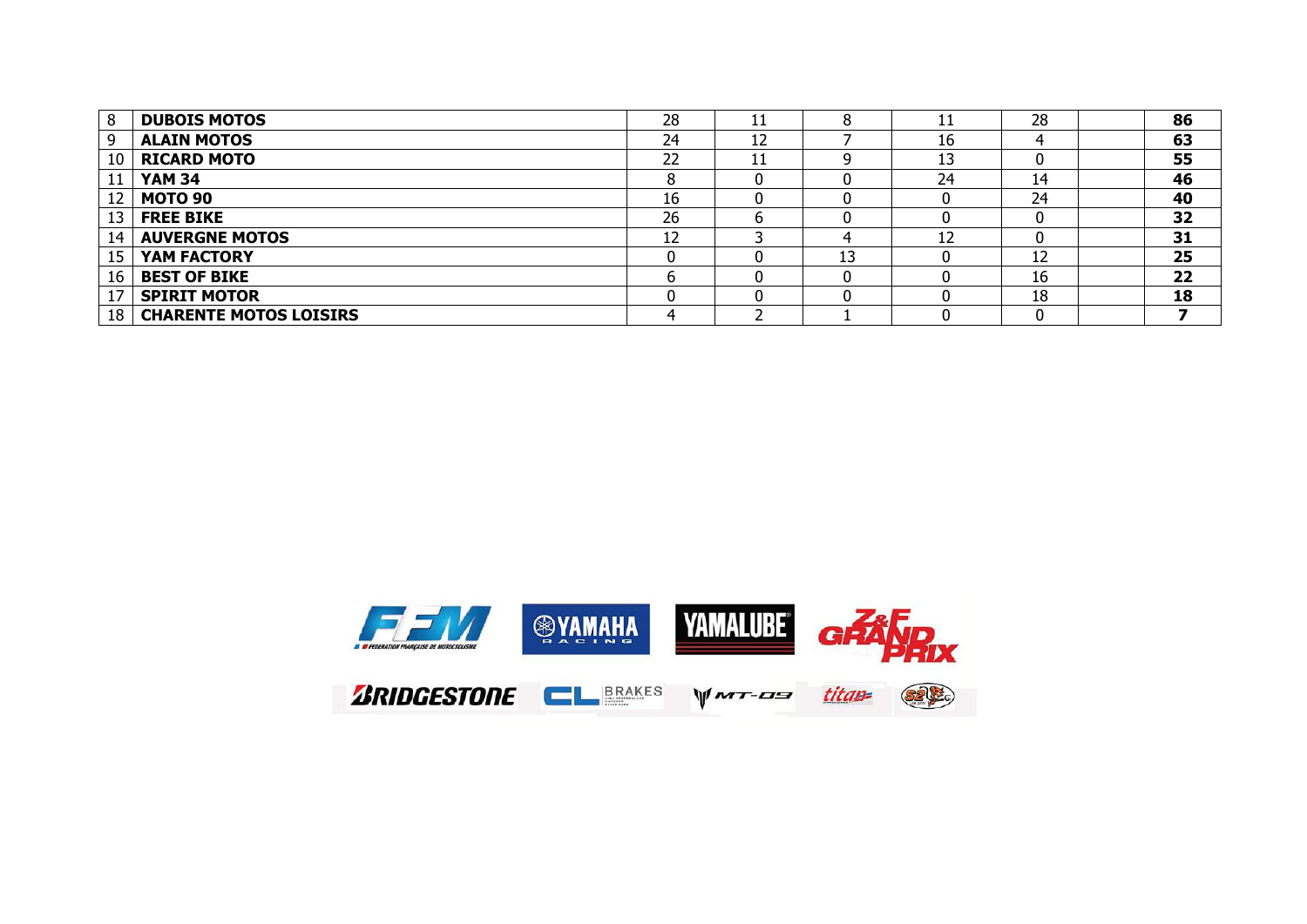| | | | | | | | | |
|---|---|---|---|---|---|---|---|---|
| 8 | **DUBOIS MOTOS** | 28 | 11 | 8 | 11 | 28 | | **86** |
| 9 | **ALAIN MOTOS** | 24 | 12 | 7 | 16 | 4 | | **63** |
| 10 | **RICARD MOTO** | 22 | 11 | 9 | 13 | 0 | | **55** |
| 11 | **YAM 34** | 8 | 0 | 0 | 24 | 14 | | **46** |
| 12 | **MOTO 90** | 16 | 0 | 0 | 0 | 24 | | **40** |
| 13 | **FREE BIKE** | 26 | 6 | 0 | 0 | 0 | | **32** |
| 14 | **AUVERGNE MOTOS** | 12 | 3 | 4 | 12 | 0 | | **31** |
| 15 | **YAM FACTORY** | 0 | 0 | 13 | 0 | 12 | | **25** |
| 16 | **BEST OF BIKE** | 6 | 0 | 0 | 0 | 16 | | **22** |
| 17 | **SPIRIT MOTOR** | 0 | 0 | 0 | 0 | 18 | | **18** |
| 18 | **CHARENTE MOTOS LOISIRS** | 4 | 2 | 1 | 0 | 0 | | **7** |